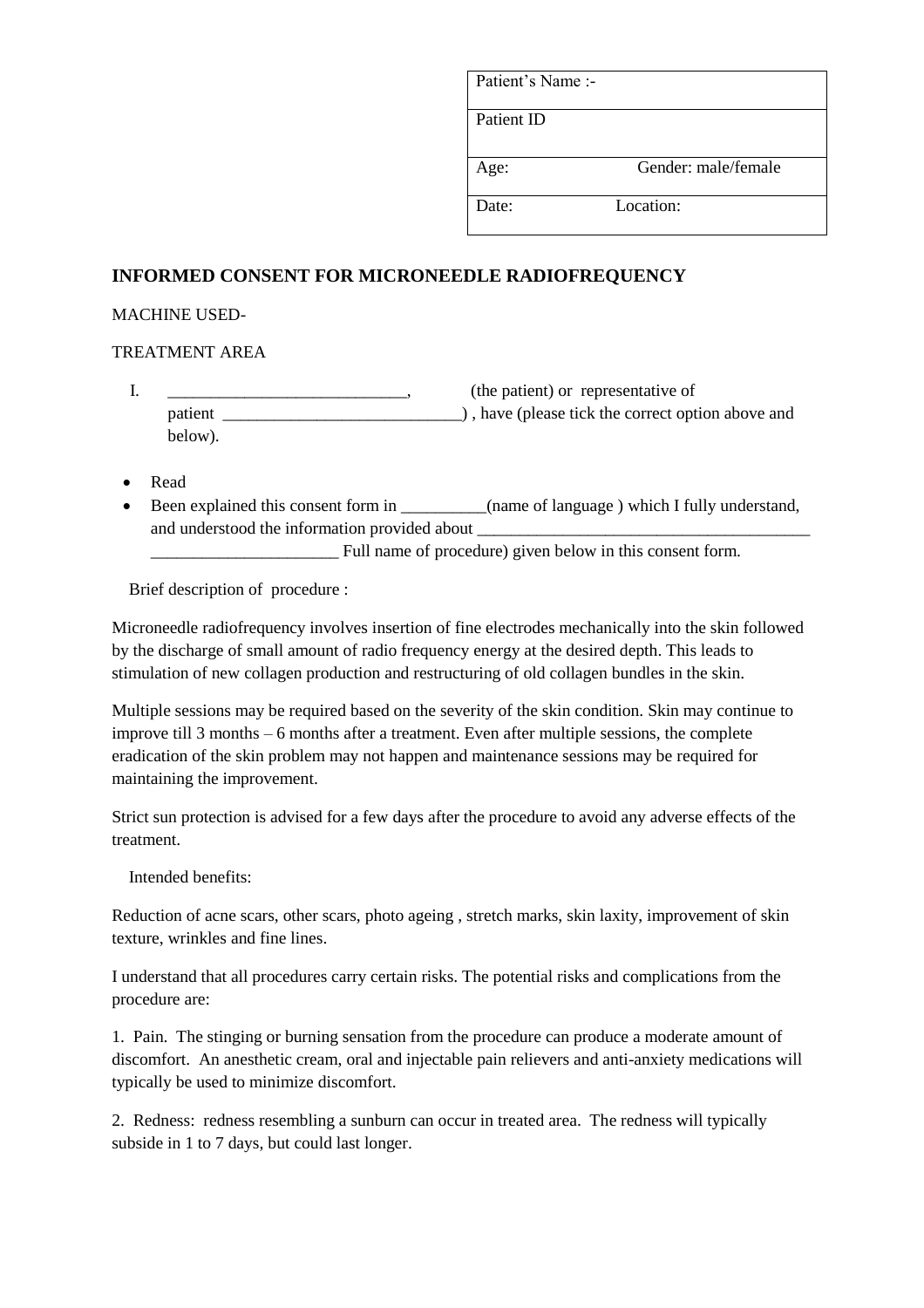| Patient's Name :- | |
|---|---|
| Patient ID | |
| Age: | Gender: male/female |
| Date: | Location: |

## INFORMED CONSENT FOR MICRONEEDLE RADIOFREQUENCY

MACHINE USED-

TREATMENT AREA

I. ____________________________, (the patient) or representative of patient ____________________________) , have (please tick the correct option above and below).

- Read
- Been explained this consent form in __________(name of language ) which I fully understand, and understood the information provided about _______________________________________ ______________________ Full name of procedure) given below in this consent form.

Brief description of procedure :

Microneedle radiofrequency involves insertion of fine electrodes mechanically into the skin followed by the discharge of small amount of radio frequency energy at the desired depth. This leads to stimulation of new collagen production and restructuring of old collagen bundles in the skin.

Multiple sessions may be required based on the severity of the skin condition. Skin may continue to improve till 3 months – 6 months after a treatment. Even after multiple sessions, the complete eradication of the skin problem may not happen and maintenance sessions may be required for maintaining the improvement.

Strict sun protection is advised for a few days after the procedure to avoid any adverse effects of the treatment.

Intended benefits:

Reduction of acne scars, other scars, photo ageing , stretch marks, skin laxity, improvement of skin texture, wrinkles and fine lines.

I understand that all procedures carry certain risks. The potential risks and complications from the procedure are:

1. Pain. The stinging or burning sensation from the procedure can produce a moderate amount of discomfort. An anesthetic cream, oral and injectable pain relievers and anti-anxiety medications will typically be used to minimize discomfort.

2. Redness: redness resembling a sunburn can occur in treated area. The redness will typically subside in 1 to 7 days, but could last longer.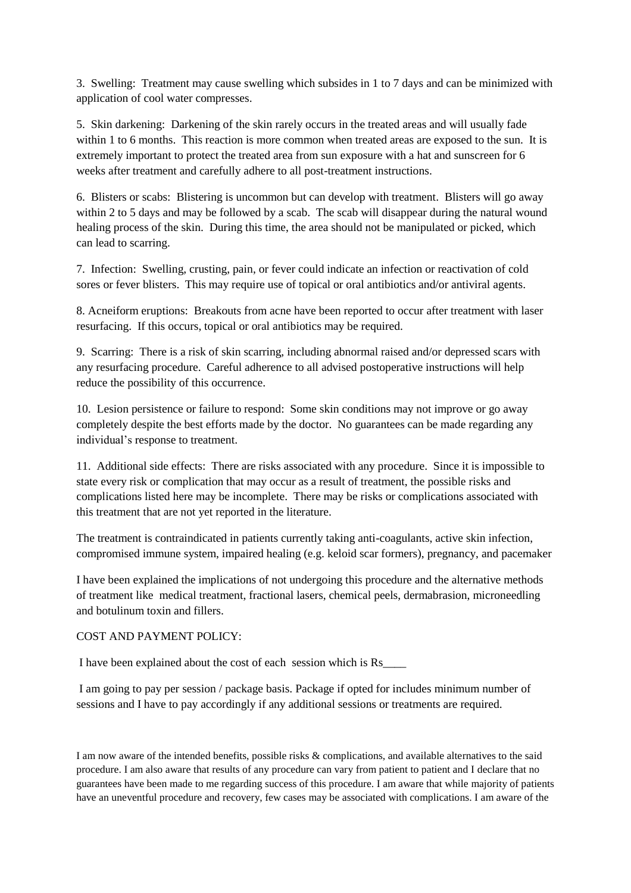3. Swelling: Treatment may cause swelling which subsides in 1 to 7 days and can be minimized with application of cool water compresses.

5. Skin darkening: Darkening of the skin rarely occurs in the treated areas and will usually fade within 1 to 6 months. This reaction is more common when treated areas are exposed to the sun. It is extremely important to protect the treated area from sun exposure with a hat and sunscreen for 6 weeks after treatment and carefully adhere to all post-treatment instructions.

6. Blisters or scabs: Blistering is uncommon but can develop with treatment. Blisters will go away within 2 to 5 days and may be followed by a scab. The scab will disappear during the natural wound healing process of the skin. During this time, the area should not be manipulated or picked, which can lead to scarring.

7. Infection: Swelling, crusting, pain, or fever could indicate an infection or reactivation of cold sores or fever blisters. This may require use of topical or oral antibiotics and/or antiviral agents.

8. Acneiform eruptions: Breakouts from acne have been reported to occur after treatment with laser resurfacing. If this occurs, topical or oral antibiotics may be required.

9. Scarring: There is a risk of skin scarring, including abnormal raised and/or depressed scars with any resurfacing procedure. Careful adherence to all advised postoperative instructions will help reduce the possibility of this occurrence.

10. Lesion persistence or failure to respond: Some skin conditions may not improve or go away completely despite the best efforts made by the doctor. No guarantees can be made regarding any individual's response to treatment.

11. Additional side effects: There are risks associated with any procedure. Since it is impossible to state every risk or complication that may occur as a result of treatment, the possible risks and complications listed here may be incomplete. There may be risks or complications associated with this treatment that are not yet reported in the literature.

The treatment is contraindicated in patients currently taking anti-coagulants, active skin infection, compromised immune system, impaired healing (e.g. keloid scar formers), pregnancy, and pacemaker

I have been explained the implications of not undergoing this procedure and the alternative methods of treatment like medical treatment, fractional lasers, chemical peels, dermabrasion, microneedling and botulinum toxin and fillers.

COST AND PAYMENT POLICY:

I have been explained about the cost of each session which is Rs____

I am going to pay per session / package basis. Package if opted for includes minimum number of sessions and I have to pay accordingly if any additional sessions or treatments are required.

I am now aware of the intended benefits, possible risks & complications, and available alternatives to the said procedure. I am also aware that results of any procedure can vary from patient to patient and I declare that no guarantees have been made to me regarding success of this procedure. I am aware that while majority of patients have an uneventful procedure and recovery, few cases may be associated with complications. I am aware of the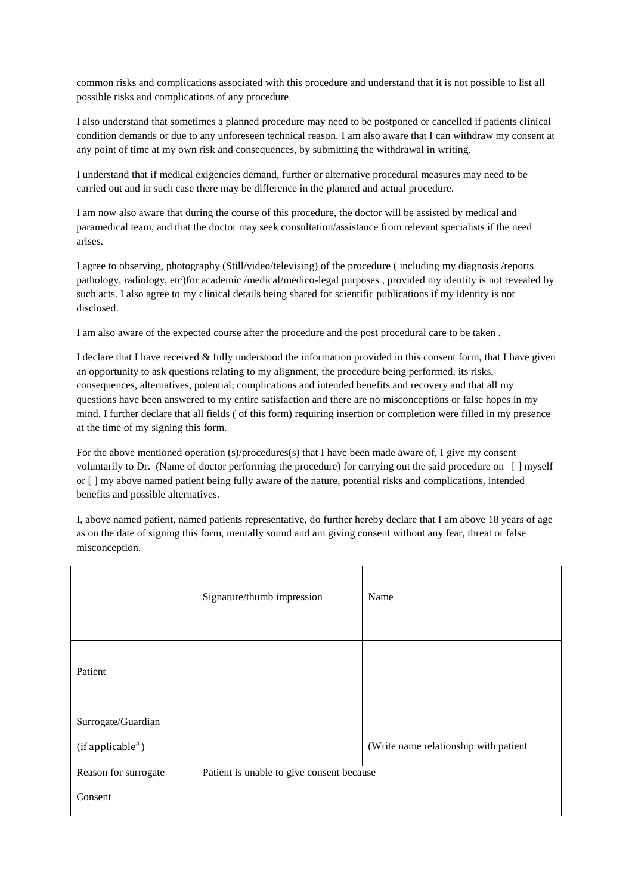common risks and complications associated with this procedure and understand that it is not possible to list all possible risks and complications of any procedure.

I also understand that sometimes a planned procedure may need to be postponed or cancelled if patients clinical condition demands or due to any unforeseen technical reason. I am also aware that I can withdraw my consent at any point of time at my own risk and consequences, by submitting the withdrawal in writing.

I understand that if medical exigencies demand, further or alternative procedural measures may need to be carried out and in such case there may be difference in the planned and actual procedure.

I am now also aware that during the course of this procedure, the doctor will be assisted by medical and paramedical team, and that the doctor may seek consultation/assistance from relevant specialists if the need arises.

I agree to observing, photography (Still/video/televising) of the procedure ( including my diagnosis /reports pathology, radiology, etc)for academic /medical/medico-legal purposes , provided my identity is not revealed by such acts. I also agree to my clinical details being shared for scientific publications if my identity is not disclosed.

I am also aware of the expected course after the procedure and the post procedural care to be taken .

I declare that I have received & fully understood the information provided in this consent form, that I have given an opportunity to ask questions relating to my alignment, the procedure being performed, its risks, consequences, alternatives, potential; complications and intended benefits and recovery and that all my questions have been answered to my entire satisfaction and there are no misconceptions or false hopes in my mind. I further declare that all fields ( of this form) requiring insertion or completion were filled in my presence at the time of my signing this form.

For the above mentioned operation (s)/procedures(s) that I have been made aware of, I give my consent voluntarily to Dr. (Name of doctor performing the procedure) for carrying out the said procedure on [ ] myself or [ ] my above named patient being fully aware of the nature, potential risks and complications, intended benefits and possible alternatives.

I, above named patient, named patients representative, do further hereby declare that I am above 18 years of age as on the date of signing this form, mentally sound and am giving consent without any fear, threat or false misconception.

| | Signature/thumb impression | Name |
|---|---|---|
| Patient | | |
| Surrogate/Guardian (if applicable#) | | (Write name relationship with patient |
| Reason for surrogate Consent | Patient is unable to give consent because | |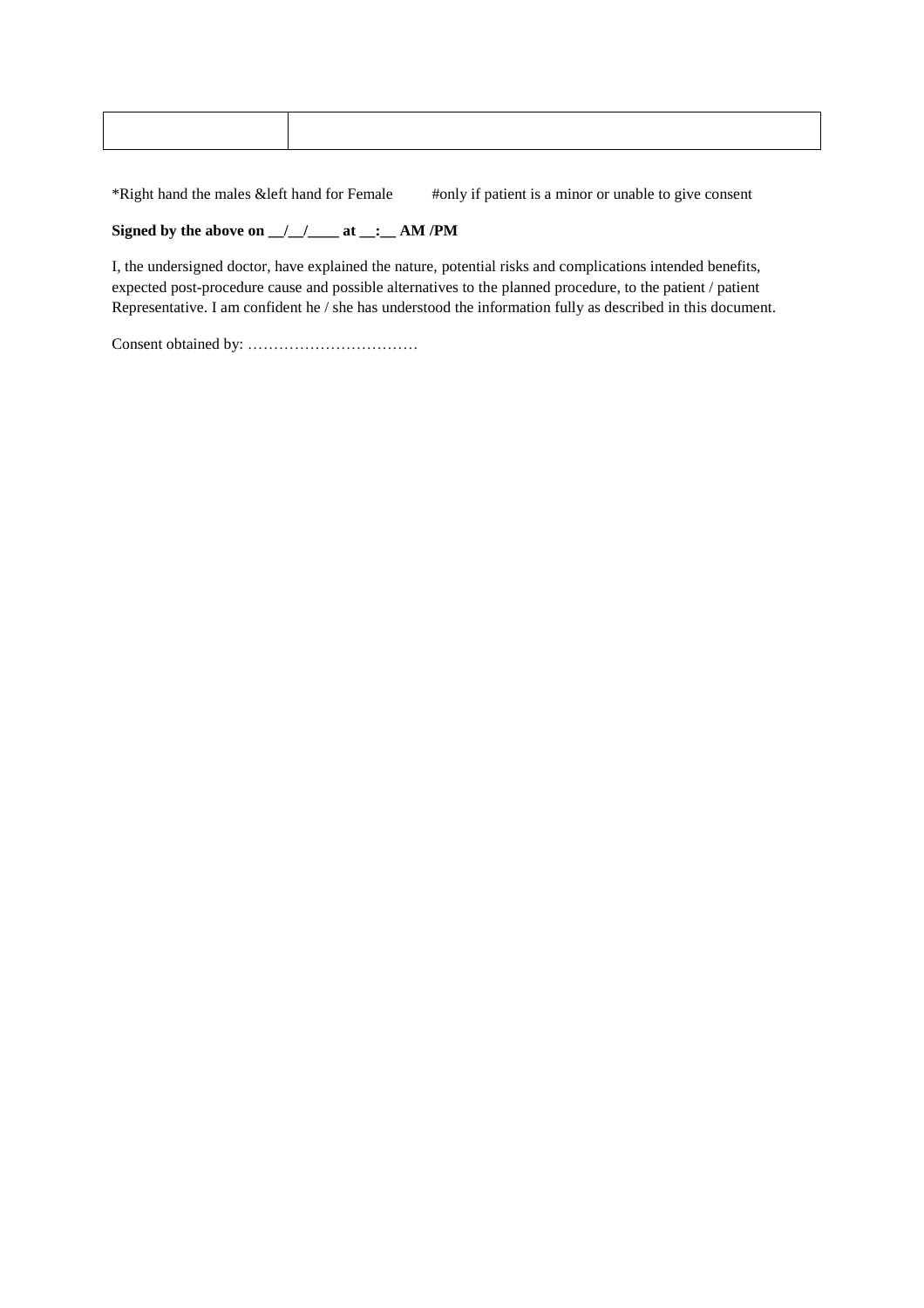| | |
|---|---|
| | |

*Right hand the males &left hand for Female #only if patient is a minor or unable to give consent

**Signed by the above on __/__/____ at __:__ AM /PM**

I, the undersigned doctor, have explained the nature, potential risks and complications intended benefits, expected post-procedure cause and possible alternatives to the planned procedure, to the patient / patient Representative. I am confident he / she has understood the information fully as described in this document.

Consent obtained by: ……………………………